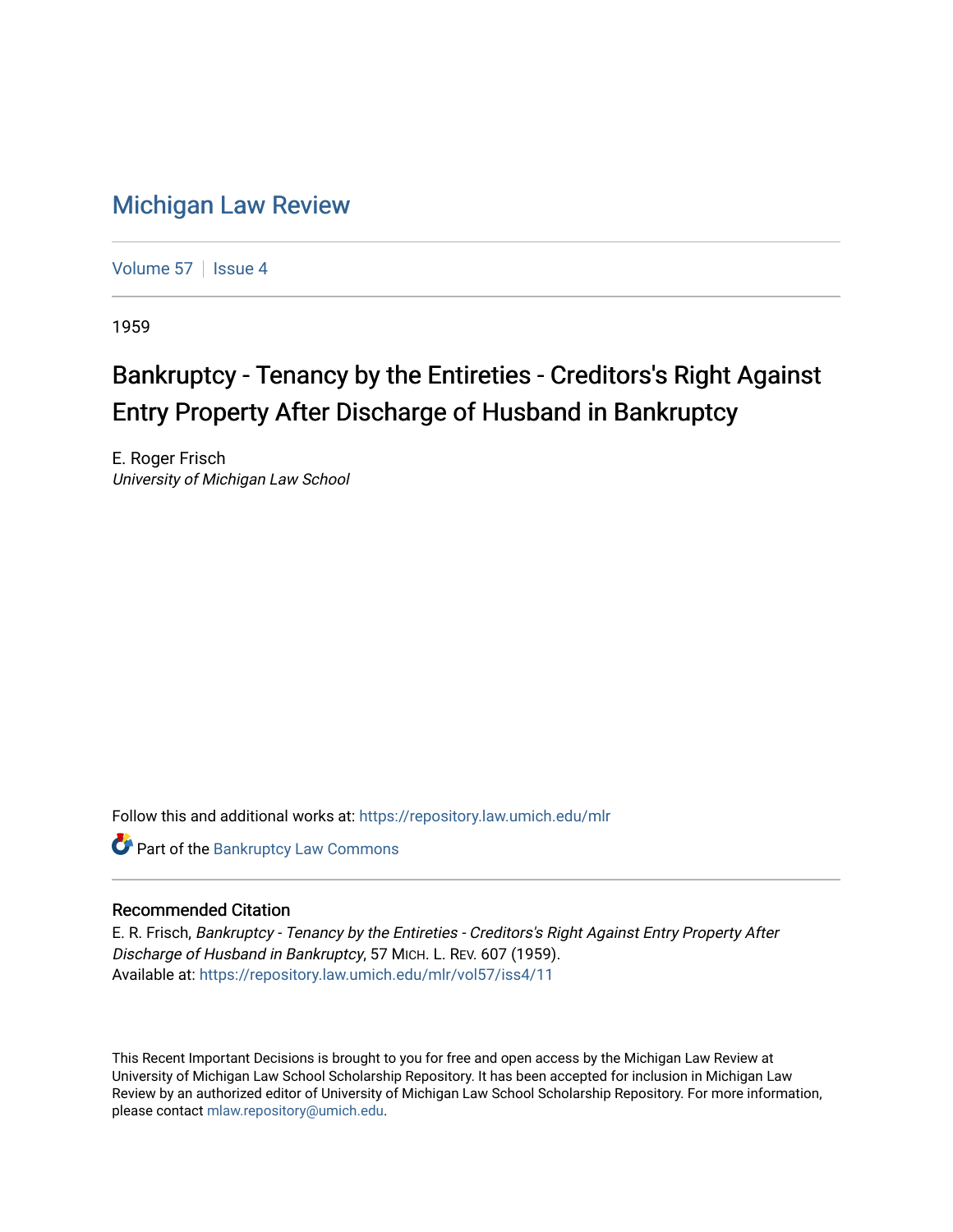# Michigan Law Review

Volume 57 | Issue 4

1959

## Bankruptcy - Tenancy by the Entireties - Creditors's Right Against Entry Property After Discharge of Husband in Bankruptcy

E. Roger Frisch
*University of Michigan Law School*

Follow this and additional works at: https://repository.law.umich.edu/mlr

Part of the Bankruptcy Law Commons

### Recommended Citation

E. R. Frisch, *Bankruptcy - Tenancy by the Entireties - Creditors's Right Against Entry Property After Discharge of Husband in Bankruptcy*, 57 MICH. L. REV. 607 (1959).
Available at: https://repository.law.umich.edu/mlr/vol57/iss4/11

This Recent Important Decisions is brought to you for free and open access by the Michigan Law Review at University of Michigan Law School Scholarship Repository. It has been accepted for inclusion in Michigan Law Review by an authorized editor of University of Michigan Law School Scholarship Repository. For more information, please contact mlaw.repository@umich.edu.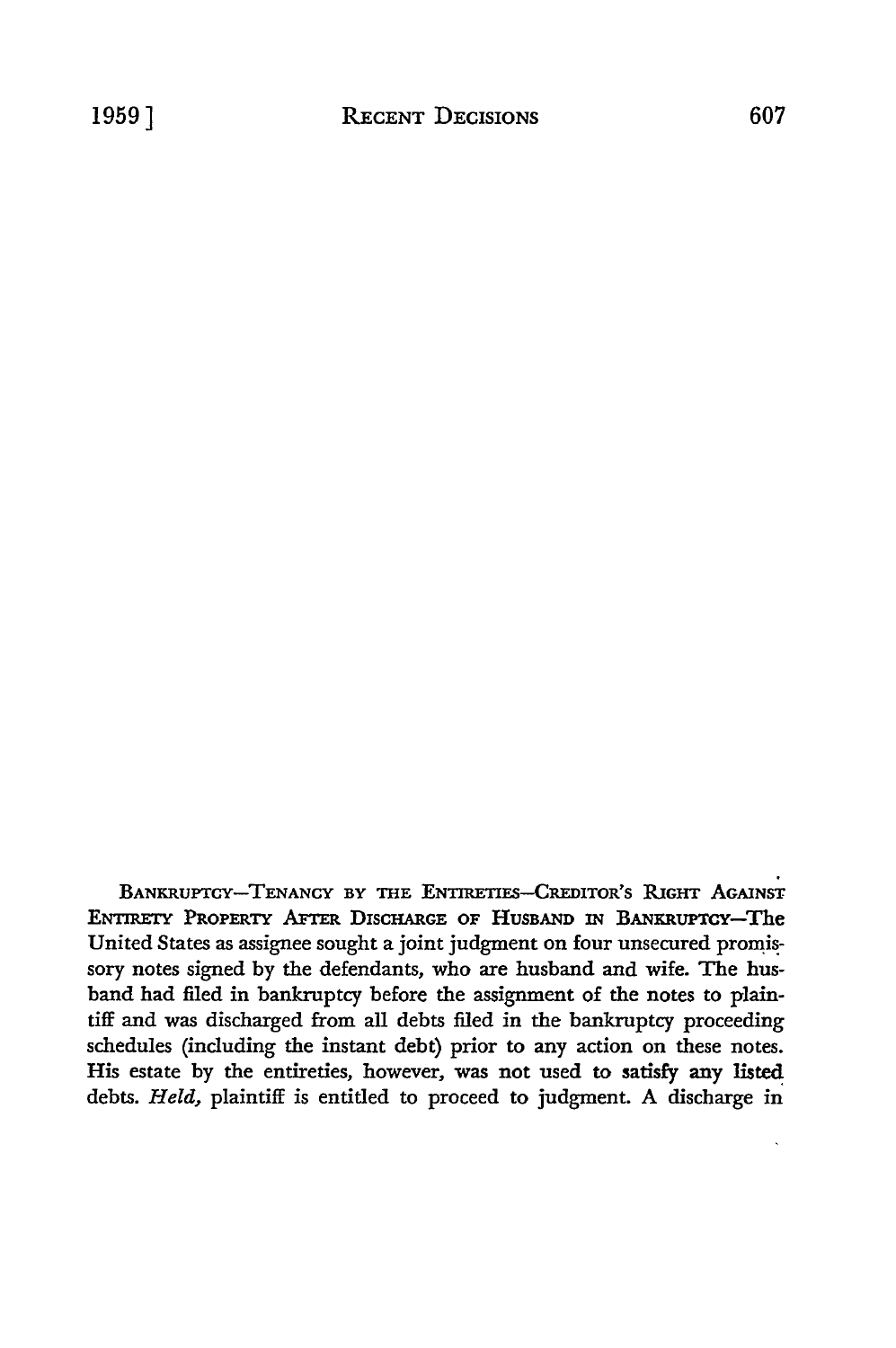BANKRUPTCY—TENANCY BY THE ENTIRETIES—CREDITOR'S RIGHT AGAINST ENTIRETY PROPERTY AFTER DISCHARGE OF HUSBAND IN BANKRUPTCY—The United States as assignee sought a joint judgment on four unsecured promissory notes signed by the defendants, who are husband and wife. The husband had filed in bankruptcy before the assignment of the notes to plaintiff and was discharged from all debts filed in the bankruptcy proceeding schedules (including the instant debt) prior to any action on these notes. His estate by the entireties, however, was not used to satisfy any listed debts. *Held,* plaintiff is entitled to proceed to judgment. A discharge in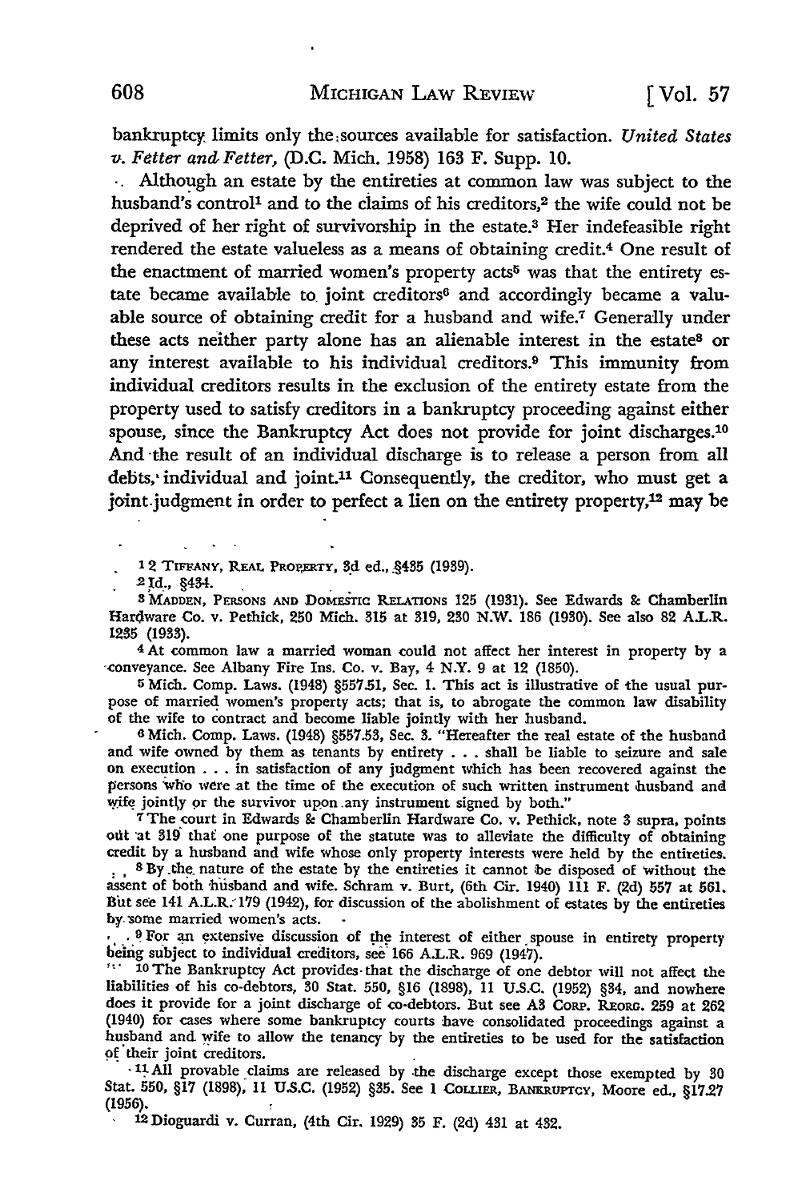bankruptcy limits only the sources available for satisfaction. *United States v. Fetter and Fetter*, (D.C. Mich. 1958) 163 F. Supp. 10.

Although an estate by the entireties at common law was subject to the husband's control[1] and to the claims of his creditors,[2] the wife could not be deprived of her right of survivorship in the estate.[3] Her indefeasible right rendered the estate valueless as a means of obtaining credit.[4] One result of the enactment of married women's property acts[5] was that the entirety estate became available to joint creditors[6] and accordingly became a valuable source of obtaining credit for a husband and wife.[7] Generally under these acts neither party alone has an alienable interest in the estate[8] or any interest available to his individual creditors.[9] This immunity from individual creditors results in the exclusion of the entirety estate from the property used to satisfy creditors in a bankruptcy proceeding against either spouse, since the Bankruptcy Act does not provide for joint discharges.[10] And the result of an individual discharge is to release a person from all debts, individual and joint.[11] Consequently, the creditor, who must get a joint judgment in order to perfect a lien on the entirety property,[12] may be

---

1 2 TIFFANY, REAL PROPERTY, 3d ed., §435 (1939).

2 Id., §434.

3 MADDEN, PERSONS AND DOMESTIC RELATIONS 125 (1931). See Edwards & Chamberlin Hardware Co. v. Pethick, 250 Mich. 315 at 319, 230 N.W. 186 (1930). See also 82 A.L.R. 1235 (1933).

4 At common law a married woman could not affect her interest in property by a conveyance. See Albany Fire Ins. Co. v. Bay, 4 N.Y. 9 at 12 (1850).

5 Mich. Comp. Laws. (1948) §557.51, Sec. 1. This act is illustrative of the usual purpose of married women's property acts; that is, to abrogate the common law disability of the wife to contract and become liable jointly with her husband.

6 Mich. Comp. Laws. (1948) §557.53, Sec. 3. "Hereafter the real estate of the husband and wife owned by them as tenants by entirety . . . shall be liable to seizure and sale on execution . . . in satisfaction of any judgment which has been recovered against the persons who were at the time of the execution of such written instrument husband and wife jointly or the survivor upon any instrument signed by both."

7 The court in Edwards & Chamberlin Hardware Co. v. Pethick, note 3 supra, points out at 319 that one purpose of the statute was to alleviate the difficulty of obtaining credit by a husband and wife whose only property interests were held by the entireties.

8 By the nature of the estate by the entireties it cannot be disposed of without the assent of both husband and wife. Schram v. Burt, (6th Cir. 1940) 111 F. (2d) 557 at 561. But see 141 A.L.R. 179 (1942), for discussion of the abolishment of estates by the entireties by some married women's acts.

9 For an extensive discussion of the interest of either spouse in entirety property being subject to individual creditors, see 166 A.L.R. 969 (1947).

10 The Bankruptcy Act provides that the discharge of one debtor will not affect the liabilities of his co-debtors, 30 Stat. 550, §16 (1898), 11 U.S.C. (1952) §34, and nowhere does it provide for a joint discharge of co-debtors. But see A3 CORP. REORG. 259 at 262 (1940) for cases where some bankruptcy courts have consolidated proceedings against a husband and wife to allow the tenancy by the entireties to be used for the satisfaction of their joint creditors.

11 All provable claims are released by the discharge except those exempted by 30 Stat. 550, §17 (1898), 11 U.S.C. (1952) §35. See 1 COLLIER, BANKRUPTCY, Moore ed., §17.27 (1956).

12 Dioguardi v. Curran, (4th Cir. 1929) 35 F. (2d) 431 at 432.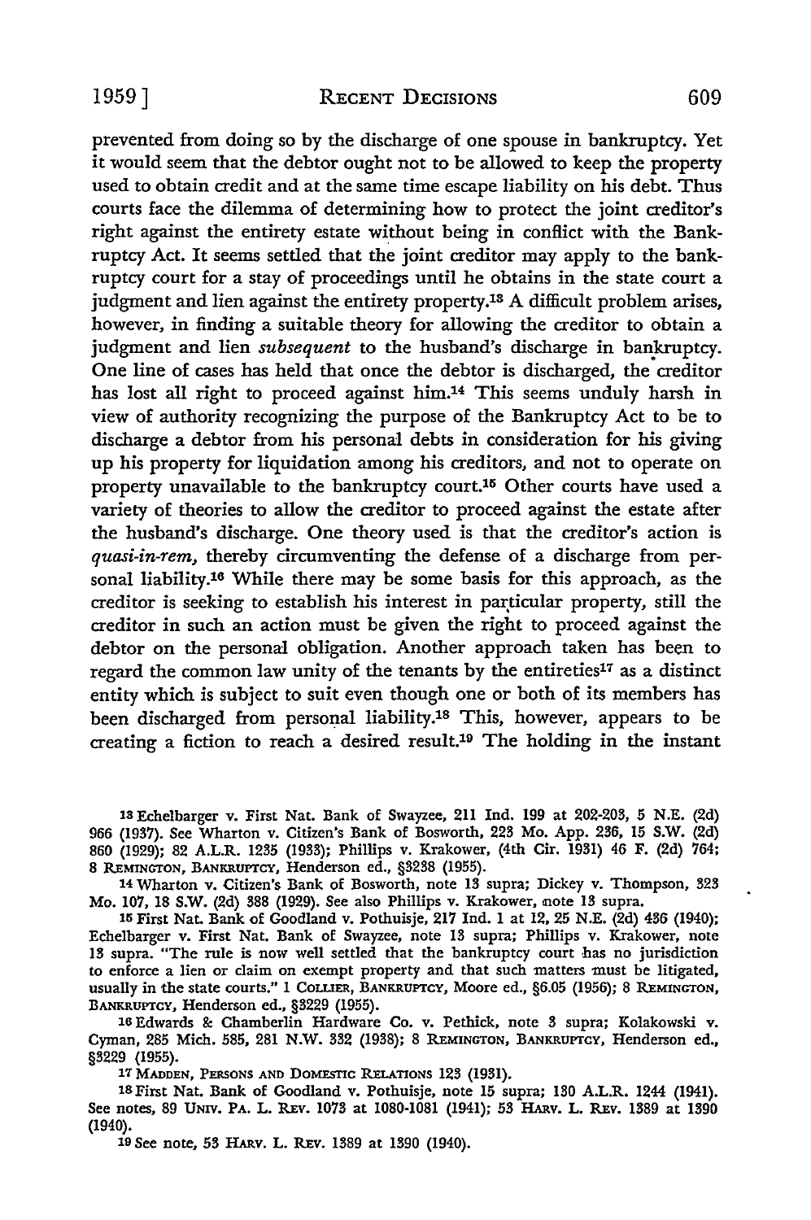prevented from doing so by the discharge of one spouse in bankruptcy. Yet it would seem that the debtor ought not to be allowed to keep the property used to obtain credit and at the same time escape liability on his debt. Thus courts face the dilemma of determining how to protect the joint creditor's right against the entirety estate without being in conflict with the Bankruptcy Act. It seems settled that the joint creditor may apply to the bankruptcy court for a stay of proceedings until he obtains in the state court a judgment and lien against the entirety property.[13] A difficult problem arises, however, in finding a suitable theory for allowing the creditor to obtain a judgment and lien *subsequent* to the husband's discharge in bankruptcy. One line of cases has held that once the debtor is discharged, the creditor has lost all right to proceed against him.[14] This seems unduly harsh in view of authority recognizing the purpose of the Bankruptcy Act to be to discharge a debtor from his personal debts in consideration for his giving up his property for liquidation among his creditors, and not to operate on property unavailable to the bankruptcy court.[15] Other courts have used a variety of theories to allow the creditor to proceed against the estate after the husband's discharge. One theory used is that the creditor's action is *quasi-in-rem*, thereby circumventing the defense of a discharge from personal liability.[16] While there may be some basis for this approach, as the creditor is seeking to establish his interest in particular property, still the creditor in such an action must be given the right to proceed against the debtor on the personal obligation. Another approach taken has been to regard the common law unity of the tenants by the entireties[17] as a distinct entity which is subject to suit even though one or both of its members has been discharged from personal liability.[18] This, however, appears to be creating a fiction to reach a desired result.[19] The holding in the instant

[13] Echelbarger v. First Nat. Bank of Swayzee, 211 Ind. 199 at 202-203, 5 N.E. (2d) 966 (1937). See Wharton v. Citizen's Bank of Bosworth, 223 Mo. App. 236, 15 S.W. (2d) 860 (1929); 82 A.L.R. 1235 (1933); Phillips v. Krakower, (4th Cir. 1931) 46 F. (2d) 764; 8 REMINGTON, BANKRUPTCY, Henderson ed., §3238 (1955).

[14] Wharton v. Citizen's Bank of Bosworth, note 13 supra; Dickey v. Thompson, 323 Mo. 107, 18 S.W. (2d) 388 (1929). See also Phillips v. Krakower, note 13 supra.

[15] First Nat. Bank of Goodland v. Pothuisje, 217 Ind. 1 at 12, 25 N.E. (2d) 436 (1940); Echelbarger v. First Nat. Bank of Swayzee, note 13 supra; Phillips v. Krakower, note 13 supra. "The rule is now well settled that the bankruptcy court has no jurisdiction to enforce a lien or claim on exempt property and that such matters must be litigated, usually in the state courts." 1 COLLIER, BANKRUPTCY, Moore ed., §6.05 (1956); 8 REMINGTON, BANKRUPTCY, Henderson ed., §3229 (1955).

[16] Edwards & Chamberlin Hardware Co. v. Pethick, note 3 supra; Kolakowski v. Cyman, 285 Mich. 585, 281 N.W. 332 (1938); 8 REMINGTON, BANKRUPTCY, Henderson ed., §3229 (1955).

[17] MADDEN, PERSONS AND DOMESTIC RELATIONS 123 (1931).

[18] First Nat. Bank of Goodland v. Pothuisje, note 15 supra; 130 A.L.R. 1244 (1941). See notes, 89 UNIV. PA. L. REV. 1073 at 1080-1081 (1941); 53 HARV. L. REV. 1389 at 1390 (1940).

[19] See note, 53 HARV. L. REV. 1389 at 1390 (1940).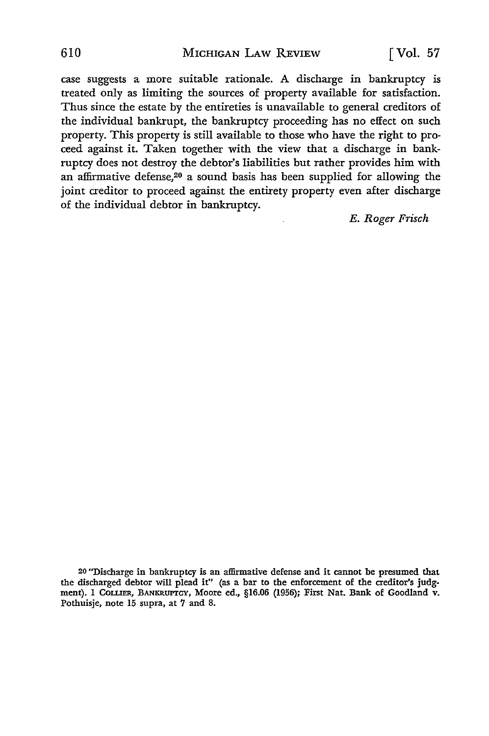case suggests a more suitable rationale. A discharge in bankruptcy is treated only as limiting the sources of property available for satisfaction. Thus since the estate by the entireties is unavailable to general creditors of the individual bankrupt, the bankruptcy proceeding has no effect on such property. This property is still available to those who have the right to proceed against it. Taken together with the view that a discharge in bankruptcy does not destroy the debtor's liabilities but rather provides him with an affirmative defense,[20] a sound basis has been supplied for allowing the joint creditor to proceed against the entirety property even after discharge of the individual debtor in bankruptcy.

*E. Roger Frisch*

---

[20] "Discharge in bankruptcy is an affirmative defense and it cannot be presumed that the discharged debtor will plead it" (as a bar to the enforcement of the creditor's judgment). 1 COLLIER, BANKRUPTCY, Moore ed., §16.06 (1956); First Nat. Bank of Goodland v. Pothuisje, note 15 supra, at 7 and 8.